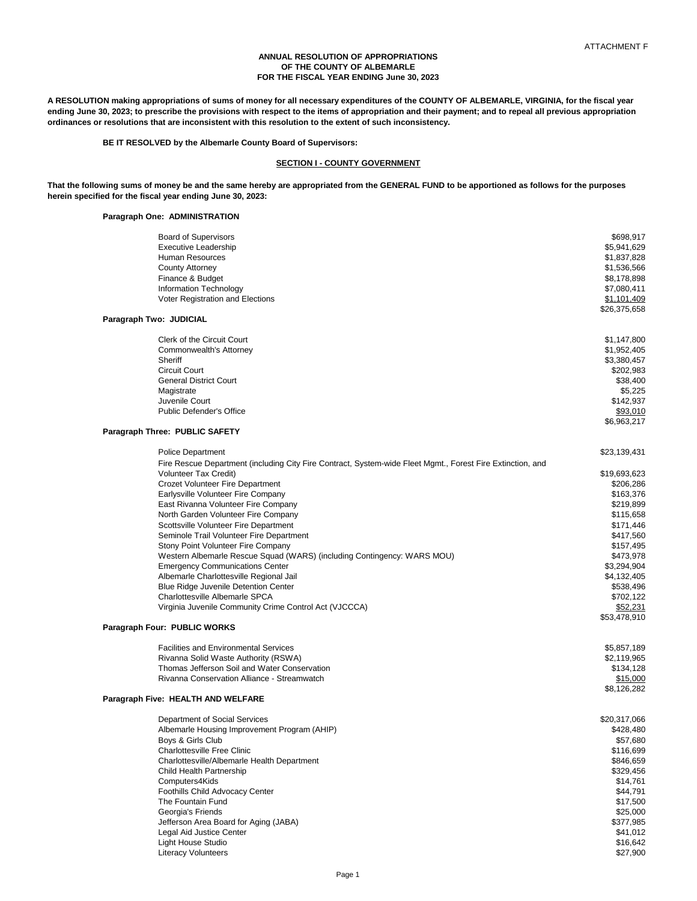ATTACHMENT F

**ANNUAL RESOLUTION OF APPROPRIATIONS**
**OF THE COUNTY OF ALBEMARLE**
**FOR THE FISCAL YEAR ENDING June 30, 2023**

**A RESOLUTION making appropriations of sums of money for all necessary expenditures of the COUNTY OF ALBEMARLE, VIRGINIA, for the fiscal year ending June 30, 2023; to prescribe the provisions with respect to the items of appropriation and their payment; and to repeal all previous appropriation ordinances or resolutions that are inconsistent with this resolution to the extent of such inconsistency.**

**BE IT RESOLVED by the Albemarle County Board of Supervisors:**

## SECTION I - COUNTY GOVERNMENT

**That the following sums of money be and the same hereby are appropriated from the GENERAL FUND to be apportioned as follows for the purposes herein specified for the fiscal year ending June 30, 2023:**

### Paragraph One: ADMINISTRATION

| | |
|---|---|
| Board of Supervisors | $698,917 |
| Executive Leadership | $5,941,629 |
| Human Resources | $1,837,828 |
| County Attorney | $1,536,566 |
| Finance & Budget | $8,178,898 |
| Information Technology | $7,080,411 |
| Voter Registration and Elections | $1,101,409 |
| | $26,375,658 |

### Paragraph Two: JUDICIAL

| | |
|---|---|
| Clerk of the Circuit Court | $1,147,800 |
| Commonwealth's Attorney | $1,952,405 |
| Sheriff | $3,380,457 |
| Circuit Court | $202,983 |
| General District Court | $38,400 |
| Magistrate | $5,225 |
| Juvenile Court | $142,937 |
| Public Defender's Office | $93,010 |
| | $6,963,217 |

### Paragraph Three: PUBLIC SAFETY

| | |
|---|---|
| Police Department | $23,139,431 |
| Fire Rescue Department (including City Fire Contract, System-wide Fleet Mgmt., Forest Fire Extinction, and Volunteer Tax Credit) | $19,693,623 |
| Crozet Volunteer Fire Department | $206,286 |
| Earlysville Volunteer Fire Company | $163,376 |
| East Rivanna Volunteer Fire Company | $219,899 |
| North Garden Volunteer Fire Company | $115,658 |
| Scottsville Volunteer Fire Department | $171,446 |
| Seminole Trail Volunteer Fire Department | $417,560 |
| Stony Point Volunteer Fire Company | $157,495 |
| Western Albemarle Rescue Squad (WARS) (including Contingency: WARS MOU) | $473,978 |
| Emergency Communications Center | $3,294,904 |
| Albemarle Charlottesville Regional Jail | $4,132,405 |
| Blue Ridge Juvenile Detention Center | $538,496 |
| Charlottesville Albemarle SPCA | $702,122 |
| Virginia Juvenile Community Crime Control Act (VJCCCA) | $52,231 |
| | $53,478,910 |

### Paragraph Four: PUBLIC WORKS

| | |
|---|---|
| Facilities and Environmental Services | $5,857,189 |
| Rivanna Solid Waste Authority (RSWA) | $2,119,965 |
| Thomas Jefferson Soil and Water Conservation | $134,128 |
| Rivanna Conservation Alliance - Streamwatch | $15,000 |
| | $8,126,282 |

### Paragraph Five: HEALTH AND WELFARE

| | |
|---|---|
| Department of Social Services | $20,317,066 |
| Albemarle Housing Improvement Program (AHIP) | $428,480 |
| Boys & Girls Club | $57,680 |
| Charlottesville Free Clinic | $116,699 |
| Charlottesville/Albemarle Health Department | $846,659 |
| Child Health Partnership | $329,456 |
| Computers4Kids | $14,761 |
| Foothills Child Advocacy Center | $44,791 |
| The Fountain Fund | $17,500 |
| Georgia's Friends | $25,000 |
| Jefferson Area Board for Aging (JABA) | $377,985 |
| Legal Aid Justice Center | $41,012 |
| Light House Studio | $16,642 |
| Literacy Volunteers | $27,900 |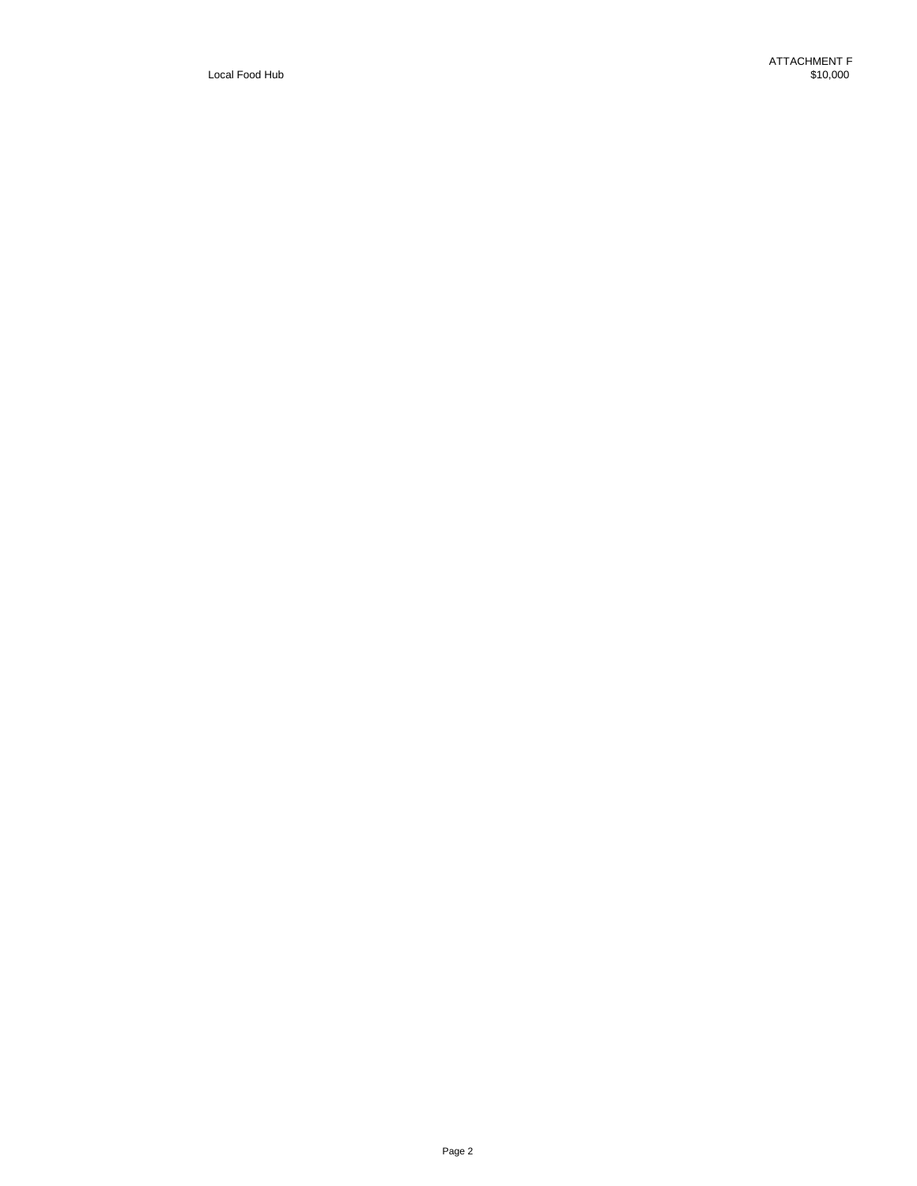Local Food Hub

ATTACHMENT F

$10,000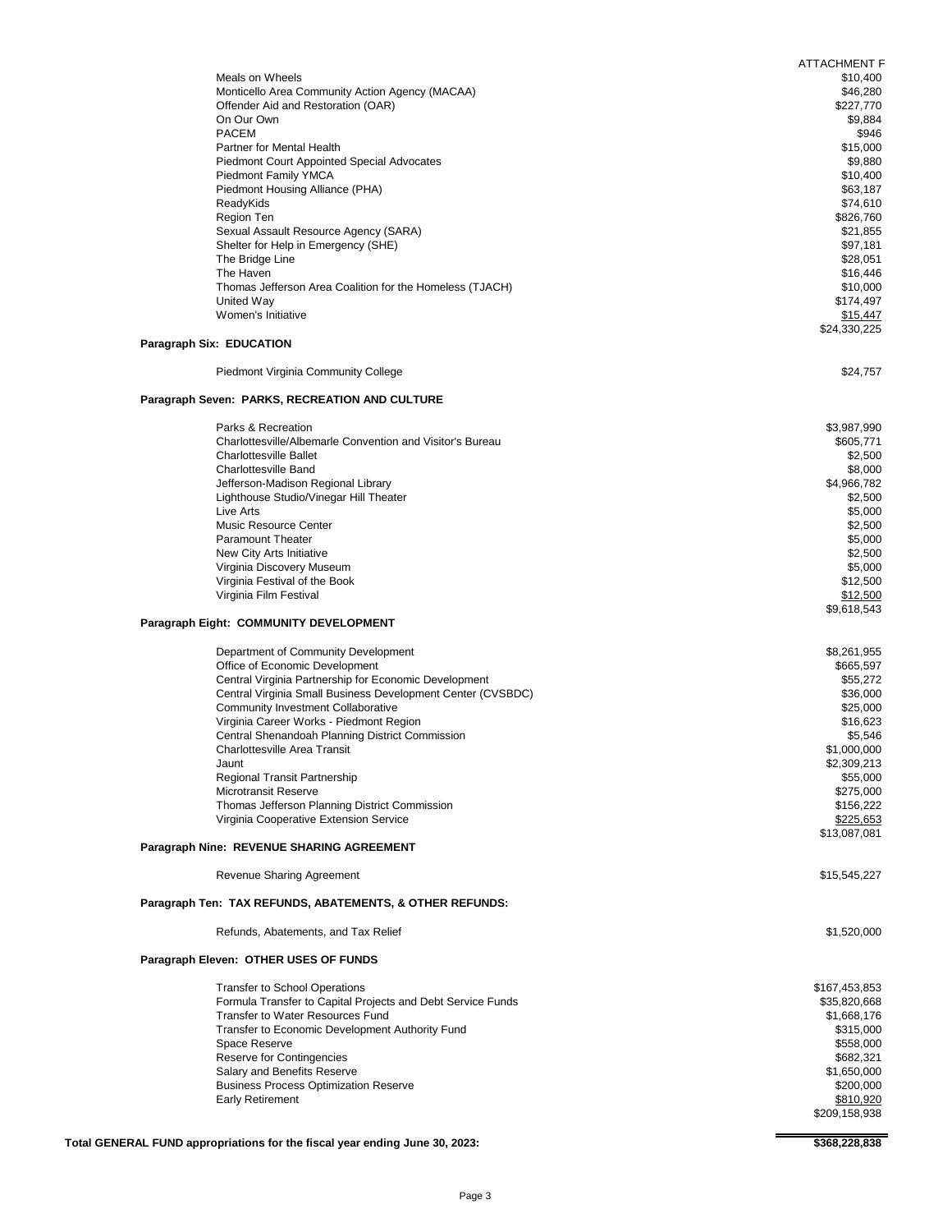ATTACHMENT F

| | |
|---|---|
| Meals on Wheels | $10,400 |
| Monticello Area Community Action Agency (MACAA) | $46,280 |
| Offender Aid and Restoration (OAR) | $227,770 |
| On Our Own | $9,884 |
| PACEM | $946 |
| Partner for Mental Health | $15,000 |
| Piedmont Court Appointed Special Advocates | $9,880 |
| Piedmont Family YMCA | $10,400 |
| Piedmont Housing Alliance (PHA) | $63,187 |
| ReadyKids | $74,610 |
| Region Ten | $826,760 |
| Sexual Assault Resource Agency (SARA) | $21,855 |
| Shelter for Help in Emergency (SHE) | $97,181 |
| The Bridge Line | $28,051 |
| The Haven | $16,446 |
| Thomas Jefferson Area Coalition for the Homeless (TJACH) | $10,000 |
| United Way | $174,497 |
| Women's Initiative | $15,447 |
| | $24,330,225 |

**Paragraph Six: EDUCATION**

| | |
|---|---|
| Piedmont Virginia Community College | $24,757 |

**Paragraph Seven: PARKS, RECREATION AND CULTURE**

| | |
|---|---|
| Parks & Recreation | $3,987,990 |
| Charlottesville/Albemarle Convention and Visitor's Bureau | $605,771 |
| Charlottesville Ballet | $2,500 |
| Charlottesville Band | $8,000 |
| Jefferson-Madison Regional Library | $4,966,782 |
| Lighthouse Studio/Vinegar Hill Theater | $2,500 |
| Live Arts | $5,000 |
| Music Resource Center | $2,500 |
| Paramount Theater | $5,000 |
| New City Arts Initiative | $2,500 |
| Virginia Discovery Museum | $5,000 |
| Virginia Festival of the Book | $12,500 |
| Virginia Film Festival | $12,500 |
| | $9,618,543 |

**Paragraph Eight: COMMUNITY DEVELOPMENT**

| | |
|---|---|
| Department of Community Development | $8,261,955 |
| Office of Economic Development | $665,597 |
| Central Virginia Partnership for Economic Development | $55,272 |
| Central Virginia Small Business Development Center (CVSBDC) | $36,000 |
| Community Investment Collaborative | $25,000 |
| Virginia Career Works - Piedmont Region | $16,623 |
| Central Shenandoah Planning District Commission | $5,546 |
| Charlottesville Area Transit | $1,000,000 |
| Jaunt | $2,309,213 |
| Regional Transit Partnership | $55,000 |
| Microtransit Reserve | $275,000 |
| Thomas Jefferson Planning District Commission | $156,222 |
| Virginia Cooperative Extension Service | $225,653 |
| | $13,087,081 |

**Paragraph Nine: REVENUE SHARING AGREEMENT**

| | |
|---|---|
| Revenue Sharing Agreement | $15,545,227 |

**Paragraph Ten: TAX REFUNDS, ABATEMENTS, & OTHER REFUNDS:**

| | |
|---|---|
| Refunds, Abatements, and Tax Relief | $1,520,000 |

**Paragraph Eleven: OTHER USES OF FUNDS**

| | |
|---|---|
| Transfer to School Operations | $167,453,853 |
| Formula Transfer to Capital Projects and Debt Service Funds | $35,820,668 |
| Transfer to Water Resources Fund | $1,668,176 |
| Transfer to Economic Development Authority Fund | $315,000 |
| Space Reserve | $558,000 |
| Reserve for Contingencies | $682,321 |
| Salary and Benefits Reserve | $1,650,000 |
| Business Process Optimization Reserve | $200,000 |
| Early Retirement | $810,920 |
| | $209,158,938 |

**Total GENERAL FUND appropriations for the fiscal year ending June 30, 2023:** **$368,228,838**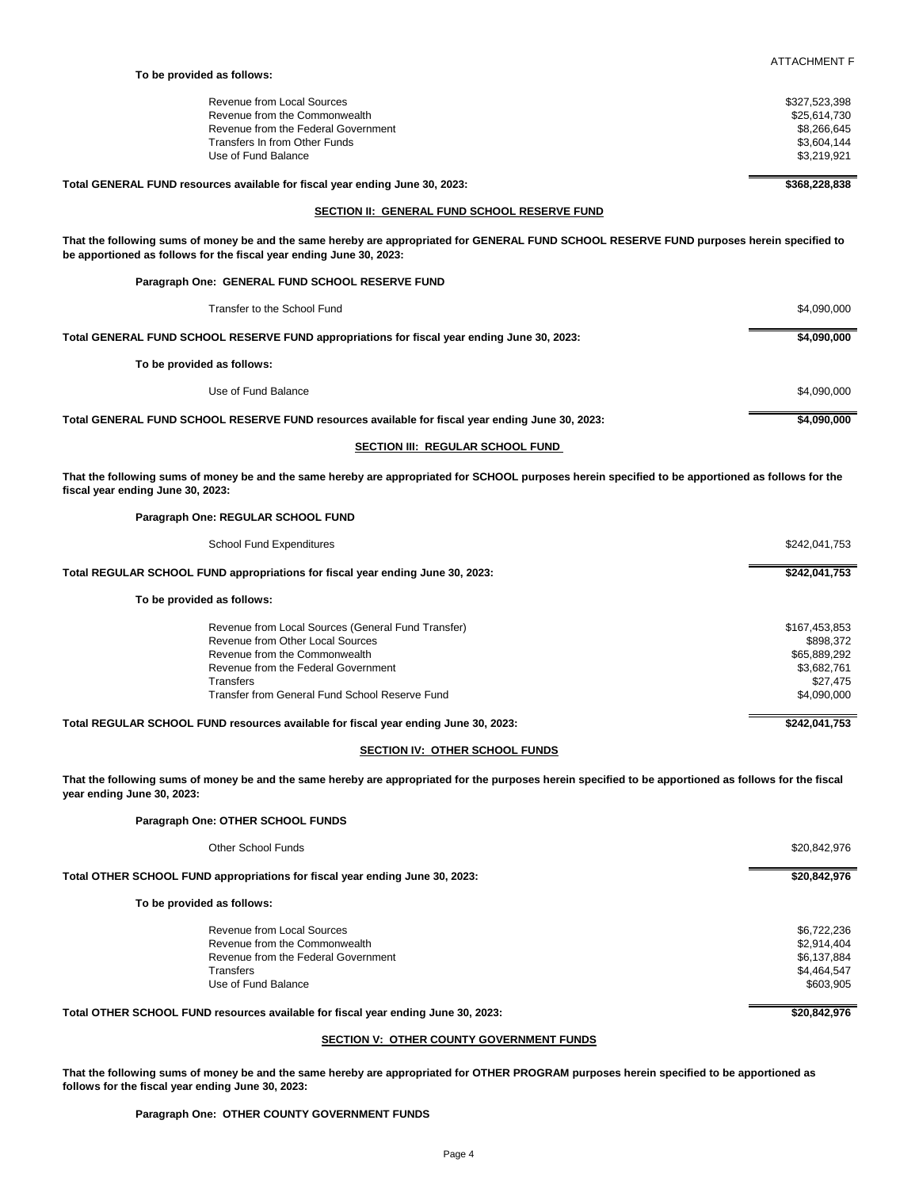ATTACHMENT F

**To be provided as follows:**

| | |
|---|---|
| Revenue from Local Sources | $327,523,398 |
| Revenue from the Commonwealth | $25,614,730 |
| Revenue from the Federal Government | $8,266,645 |
| Transfers In from Other Funds | $3,604,144 |
| Use of Fund Balance | $3,219,921 |
| **Total GENERAL FUND resources available for fiscal year ending June 30, 2023:** | **$368,228,838** |

## SECTION II: GENERAL FUND SCHOOL RESERVE FUND

**That the following sums of money be and the same hereby are appropriated for GENERAL FUND SCHOOL RESERVE FUND purposes herein specified to be apportioned as follows for the fiscal year ending June 30, 2023:**

**Paragraph One: GENERAL FUND SCHOOL RESERVE FUND**

| | |
|---|---|
| Transfer to the School Fund | $4,090,000 |
| **Total GENERAL FUND SCHOOL RESERVE FUND appropriations for fiscal year ending June 30, 2023:** | **$4,090,000** |

**To be provided as follows:**

| | |
|---|---|
| Use of Fund Balance | $4,090,000 |
| **Total GENERAL FUND SCHOOL RESERVE FUND resources available for fiscal year ending June 30, 2023:** | **$4,090,000** |

## SECTION III: REGULAR SCHOOL FUND

**That the following sums of money be and the same hereby are appropriated for SCHOOL purposes herein specified to be apportioned as follows for the fiscal year ending June 30, 2023:**

**Paragraph One: REGULAR SCHOOL FUND**

| | |
|---|---|
| School Fund Expenditures | $242,041,753 |
| **Total REGULAR SCHOOL FUND appropriations for fiscal year ending June 30, 2023:** | **$242,041,753** |

**To be provided as follows:**

| | |
|---|---|
| Revenue from Local Sources (General Fund Transfer) | $167,453,853 |
| Revenue from Other Local Sources | $898,372 |
| Revenue from the Commonwealth | $65,889,292 |
| Revenue from the Federal Government | $3,682,761 |
| Transfers | $27,475 |
| Transfer from General Fund School Reserve Fund | $4,090,000 |
| **Total REGULAR SCHOOL FUND resources available for fiscal year ending June 30, 2023:** | **$242,041,753** |

## SECTION IV: OTHER SCHOOL FUNDS

**That the following sums of money be and the same hereby are appropriated for the purposes herein specified to be apportioned as follows for the fiscal year ending June 30, 2023:**

**Paragraph One: OTHER SCHOOL FUNDS**

| | |
|---|---|
| Other School Funds | $20,842,976 |
| **Total OTHER SCHOOL FUND appropriations for fiscal year ending June 30, 2023:** | **$20,842,976** |

**To be provided as follows:**

| | |
|---|---|
| Revenue from Local Sources | $6,722,236 |
| Revenue from the Commonwealth | $2,914,404 |
| Revenue from the Federal Government | $6,137,884 |
| Transfers | $4,464,547 |
| Use of Fund Balance | $603,905 |
| **Total OTHER SCHOOL FUND resources available for fiscal year ending June 30, 2023:** | **$20,842,976** |

## SECTION V: OTHER COUNTY GOVERNMENT FUNDS

**That the following sums of money be and the same hereby are appropriated for OTHER PROGRAM purposes herein specified to be apportioned as follows for the fiscal year ending June 30, 2023:**

**Paragraph One: OTHER COUNTY GOVERNMENT FUNDS**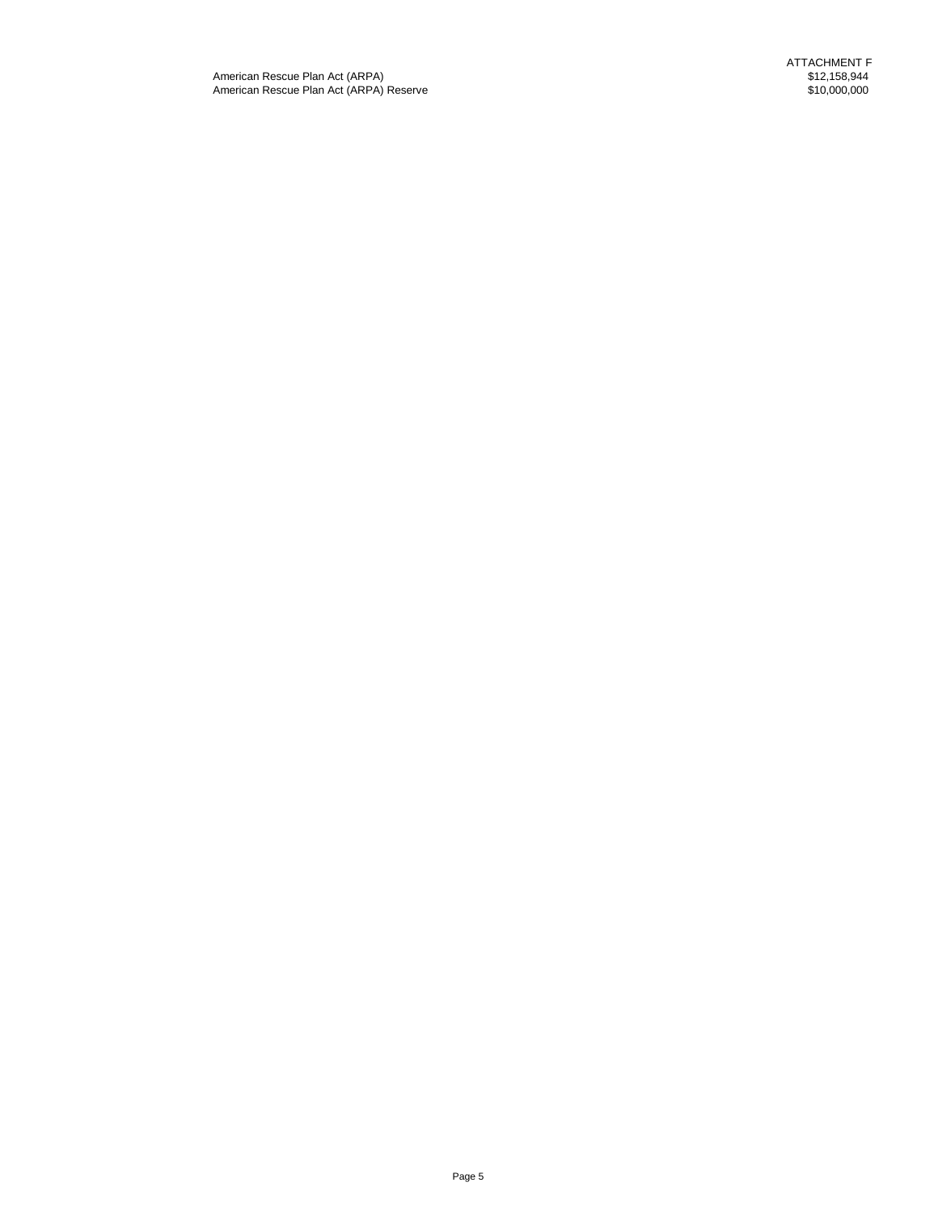ATTACHMENT F

| | |
|---|---|
| American Rescue Plan Act (ARPA) | $12,158,944 |
| American Rescue Plan Act (ARPA) Reserve | $10,000,000 |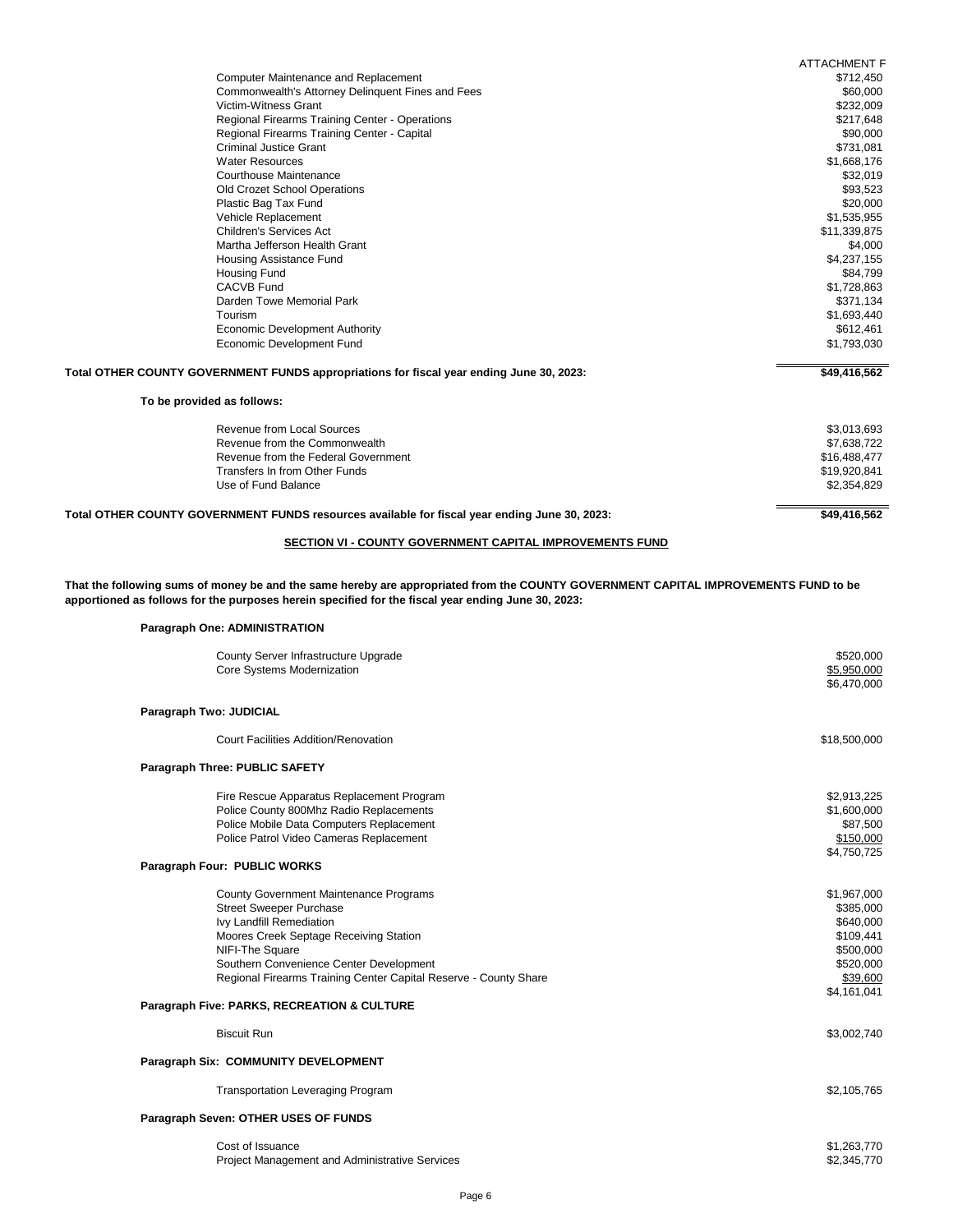ATTACHMENT F

| | |
|---|---|
| Computer Maintenance and Replacement | $712,450 |
| Commonwealth's Attorney Delinquent Fines and Fees | $60,000 |
| Victim-Witness Grant | $232,009 |
| Regional Firearms Training Center - Operations | $217,648 |
| Regional Firearms Training Center - Capital | $90,000 |
| Criminal Justice Grant | $731,081 |
| Water Resources | $1,668,176 |
| Courthouse Maintenance | $32,019 |
| Old Crozet School Operations | $93,523 |
| Plastic Bag Tax Fund | $20,000 |
| Vehicle Replacement | $1,535,955 |
| Children's Services Act | $11,339,875 |
| Martha Jefferson Health Grant | $4,000 |
| Housing Assistance Fund | $4,237,155 |
| Housing Fund | $84,799 |
| CACVB Fund | $1,728,863 |
| Darden Towe Memorial Park | $371,134 |
| Tourism | $1,693,440 |
| Economic Development Authority | $612,461 |
| Economic Development Fund | $1,793,030 |

**Total OTHER COUNTY GOVERNMENT FUNDS appropriations for fiscal year ending June 30, 2023:** **$49,416,562**

**To be provided as follows:**

| | |
|---|---|
| Revenue from Local Sources | $3,013,693 |
| Revenue from the Commonwealth | $7,638,722 |
| Revenue from the Federal Government | $16,488,477 |
| Transfers In from Other Funds | $19,920,841 |
| Use of Fund Balance | $2,354,829 |

**Total OTHER COUNTY GOVERNMENT FUNDS resources available for fiscal year ending June 30, 2023:** **$49,416,562**

## SECTION VI - COUNTY GOVERNMENT CAPITAL IMPROVEMENTS FUND

**That the following sums of money be and the same hereby are appropriated from the COUNTY GOVERNMENT CAPITAL IMPROVEMENTS FUND to be apportioned as follows for the purposes herein specified for the fiscal year ending June 30, 2023:**

**Paragraph One: ADMINISTRATION**

| | |
|---|---|
| County Server Infrastructure Upgrade | $520,000 |
| Core Systems Modernization | $5,950,000 |
| | $6,470,000 |

**Paragraph Two: JUDICIAL**

| | |
|---|---|
| Court Facilities Addition/Renovation | $18,500,000 |

**Paragraph Three: PUBLIC SAFETY**

| | |
|---|---|
| Fire Rescue Apparatus Replacement Program | $2,913,225 |
| Police County 800Mhz Radio Replacements | $1,600,000 |
| Police Mobile Data Computers Replacement | $87,500 |
| Police Patrol Video Cameras Replacement | $150,000 |
| | $4,750,725 |

**Paragraph Four: PUBLIC WORKS**

| | |
|---|---|
| County Government Maintenance Programs | $1,967,000 |
| Street Sweeper Purchase | $385,000 |
| Ivy Landfill Remediation | $640,000 |
| Moores Creek Septage Receiving Station | $109,441 |
| NIFI-The Square | $500,000 |
| Southern Convenience Center Development | $520,000 |
| Regional Firearms Training Center Capital Reserve - County Share | $39,600 |
| | $4,161,041 |

**Paragraph Five: PARKS, RECREATION & CULTURE**

| | |
|---|---|
| Biscuit Run | $3,002,740 |

**Paragraph Six: COMMUNITY DEVELOPMENT**

| | |
|---|---|
| Transportation Leveraging Program | $2,105,765 |

**Paragraph Seven: OTHER USES OF FUNDS**

| | |
|---|---|
| Cost of Issuance | $1,263,770 |
| Project Management and Administrative Services | $2,345,770 |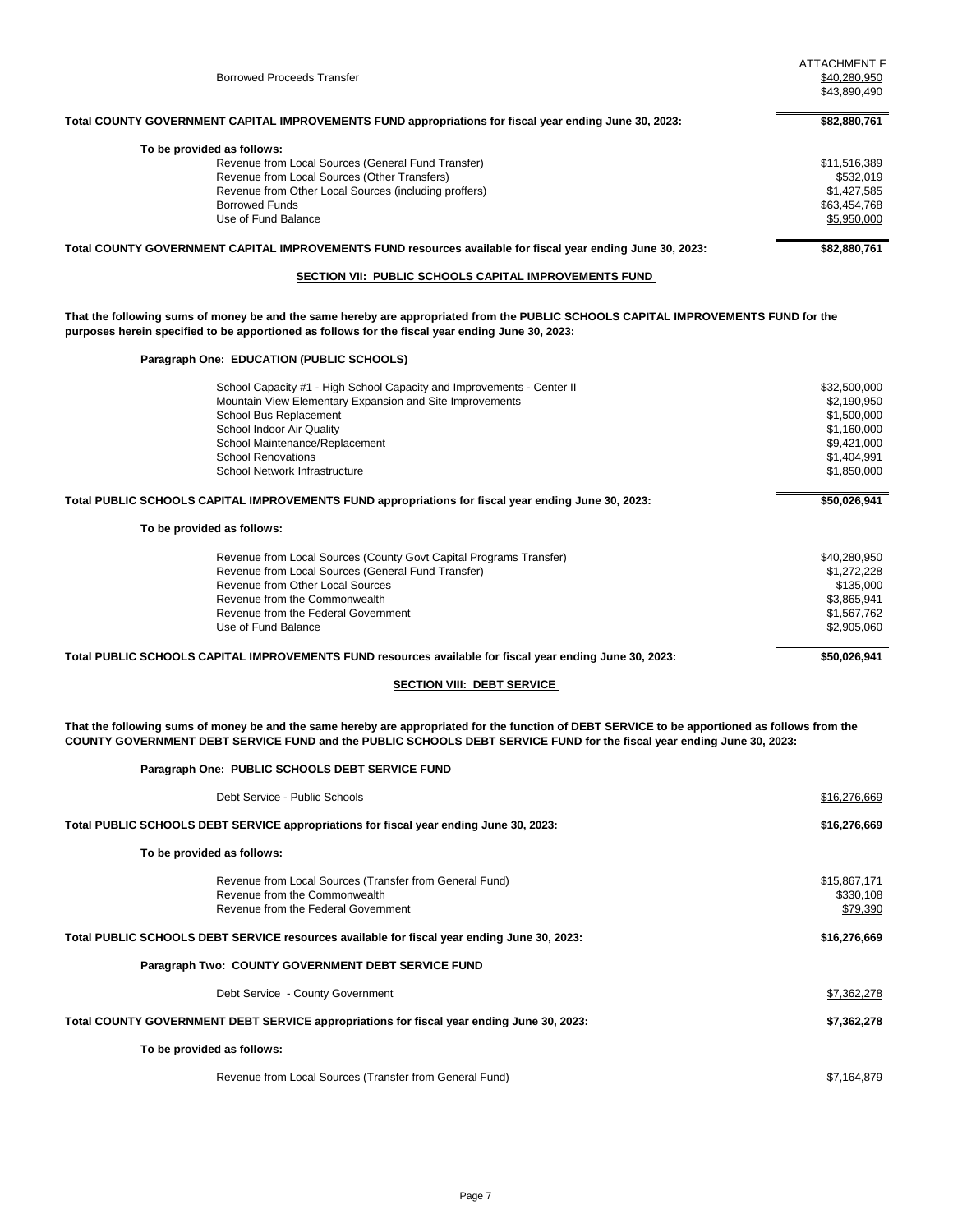ATTACHMENT F

| | |
|---|---|
| Borrowed Proceeds Transfer | $40,280,950 |
| | $43,890,490 |
| **Total COUNTY GOVERNMENT CAPITAL IMPROVEMENTS FUND appropriations for fiscal year ending June 30, 2023:** | **$82,880,761** |
| **To be provided as follows:** | |
| Revenue from Local Sources (General Fund Transfer) | $11,516,389 |
| Revenue from Local Sources (Other Transfers) | $532,019 |
| Revenue from Other Local Sources (including proffers) | $1,427,585 |
| Borrowed Funds | $63,454,768 |
| Use of Fund Balance | $5,950,000 |
| **Total COUNTY GOVERNMENT CAPITAL IMPROVEMENTS FUND resources available for fiscal year ending June 30, 2023:** | **$82,880,761** |

## SECTION VII: PUBLIC SCHOOLS CAPITAL IMPROVEMENTS FUND

**That the following sums of money be and the same hereby are appropriated from the PUBLIC SCHOOLS CAPITAL IMPROVEMENTS FUND for the purposes herein specified to be apportioned as follows for the fiscal year ending June 30, 2023:**

**Paragraph One: EDUCATION (PUBLIC SCHOOLS)**

| | |
|---|---|
| School Capacity #1 - High School Capacity and Improvements - Center II | $32,500,000 |
| Mountain View Elementary Expansion and Site Improvements | $2,190,950 |
| School Bus Replacement | $1,500,000 |
| School Indoor Air Quality | $1,160,000 |
| School Maintenance/Replacement | $9,421,000 |
| School Renovations | $1,404,991 |
| School Network Infrastructure | $1,850,000 |
| **Total PUBLIC SCHOOLS CAPITAL IMPROVEMENTS FUND appropriations for fiscal year ending June 30, 2023:** | **$50,026,941** |
| **To be provided as follows:** | |
| Revenue from Local Sources (County Govt Capital Programs Transfer) | $40,280,950 |
| Revenue from Local Sources (General Fund Transfer) | $1,272,228 |
| Revenue from Other Local Sources | $135,000 |
| Revenue from the Commonwealth | $3,865,941 |
| Revenue from the Federal Government | $1,567,762 |
| Use of Fund Balance | $2,905,060 |
| **Total PUBLIC SCHOOLS CAPITAL IMPROVEMENTS FUND resources available for fiscal year ending June 30, 2023:** | **$50,026,941** |

## SECTION VIII: DEBT SERVICE

**That the following sums of money be and the same hereby are appropriated for the function of DEBT SERVICE to be apportioned as follows from the COUNTY GOVERNMENT DEBT SERVICE FUND and the PUBLIC SCHOOLS DEBT SERVICE FUND for the fiscal year ending June 30, 2023:**

**Paragraph One: PUBLIC SCHOOLS DEBT SERVICE FUND**

| | |
|---|---|
| Debt Service - Public Schools | $16,276,669 |
| **Total PUBLIC SCHOOLS DEBT SERVICE appropriations for fiscal year ending June 30, 2023:** | **$16,276,669** |
| **To be provided as follows:** | |
| Revenue from Local Sources (Transfer from General Fund) | $15,867,171 |
| Revenue from the Commonwealth | $330,108 |
| Revenue from the Federal Government | $79,390 |
| **Total PUBLIC SCHOOLS DEBT SERVICE resources available for fiscal year ending June 30, 2023:** | **$16,276,669** |

**Paragraph Two: COUNTY GOVERNMENT DEBT SERVICE FUND**

| | |
|---|---|
| Debt Service - County Government | $7,362,278 |
| **Total COUNTY GOVERNMENT DEBT SERVICE appropriations for fiscal year ending June 30, 2023:** | **$7,362,278** |
| **To be provided as follows:** | |
| Revenue from Local Sources (Transfer from General Fund) | $7,164,879 |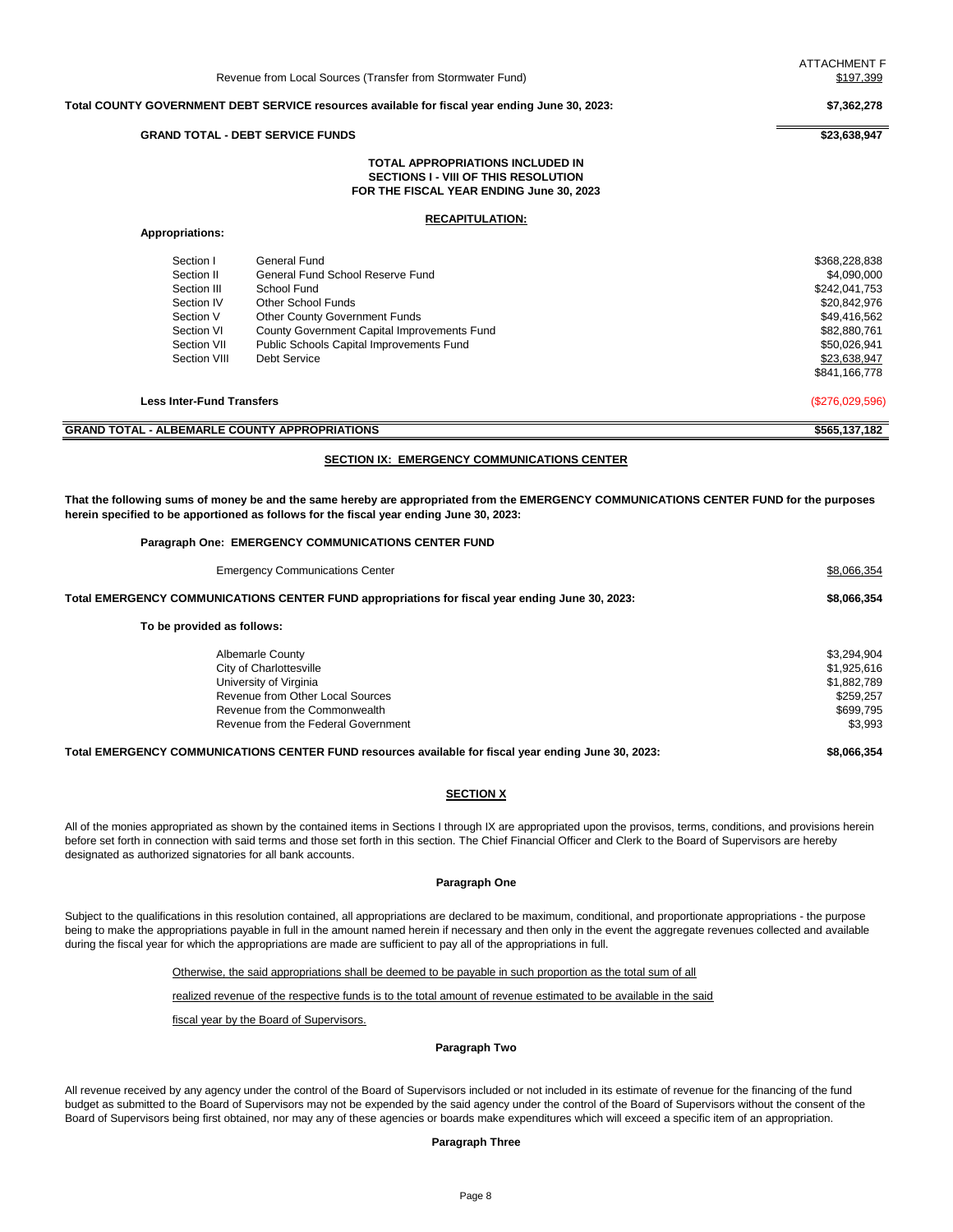ATTACHMENT F

| | |
|---|---|
| Revenue from Local Sources (Transfer from Stormwater Fund) | $197,399 |
| **Total COUNTY GOVERNMENT DEBT SERVICE resources available for fiscal year ending June 30, 2023:** | **$7,362,278** |
| **GRAND TOTAL - DEBT SERVICE FUNDS** | **$23,638,947** |

**TOTAL APPROPRIATIONS INCLUDED IN SECTIONS I - VIII OF THIS RESOLUTION FOR THE FISCAL YEAR ENDING June 30, 2023**

**RECAPITULATION:**

**Appropriations:**

| Section | Fund | Amount |
|---|---|---|
| Section I | General Fund | $368,228,838 |
| Section II | General Fund School Reserve Fund | $4,090,000 |
| Section III | School Fund | $242,041,753 |
| Section IV | Other School Funds | $20,842,976 |
| Section V | Other County Government Funds | $49,416,562 |
| Section VI | County Government Capital Improvements Fund | $82,880,761 |
| Section VII | Public Schools Capital Improvements Fund | $50,026,941 |
| Section VIII | Debt Service | $23,638,947 |
| | | $841,166,778 |
| **Less Inter-Fund Transfers** | | ($276,029,596) |
| **GRAND TOTAL - ALBEMARLE COUNTY APPROPRIATIONS** | | **$565,137,182** |

## SECTION IX: EMERGENCY COMMUNICATIONS CENTER

**That the following sums of money be and the same hereby are appropriated from the EMERGENCY COMMUNICATIONS CENTER FUND for the purposes herein specified to be apportioned as follows for the fiscal year ending June 30, 2023:**

**Paragraph One: EMERGENCY COMMUNICATIONS CENTER FUND**

| | |
|---|---|
| Emergency Communications Center | $8,066,354 |
| **Total EMERGENCY COMMUNICATIONS CENTER FUND appropriations for fiscal year ending June 30, 2023:** | **$8,066,354** |

**To be provided as follows:**

| | |
|---|---|
| Albemarle County | $3,294,904 |
| City of Charlottesville | $1,925,616 |
| University of Virginia | $1,882,789 |
| Revenue from Other Local Sources | $259,257 |
| Revenue from the Commonwealth | $699,795 |
| Revenue from the Federal Government | $3,993 |
| **Total EMERGENCY COMMUNICATIONS CENTER FUND resources available for fiscal year ending June 30, 2023:** | **$8,066,354** |

## SECTION X

All of the monies appropriated as shown by the contained items in Sections I through IX are appropriated upon the provisos, terms, conditions, and provisions herein before set forth in connection with said terms and those set forth in this section. The Chief Financial Officer and Clerk to the Board of Supervisors are hereby designated as authorized signatories for all bank accounts.

**Paragraph One**

Subject to the qualifications in this resolution contained, all appropriations are declared to be maximum, conditional, and proportionate appropriations - the purpose being to make the appropriations payable in full in the amount named herein if necessary and then only in the event the aggregate revenues collected and available during the fiscal year for which the appropriations are made are sufficient to pay all of the appropriations in full.

Otherwise, the said appropriations shall be deemed to be payable in such proportion as the total sum of all realized revenue of the respective funds is to the total amount of revenue estimated to be available in the said fiscal year by the Board of Supervisors.

**Paragraph Two**

All revenue received by any agency under the control of the Board of Supervisors included or not included in its estimate of revenue for the financing of the fund budget as submitted to the Board of Supervisors may not be expended by the said agency under the control of the Board of Supervisors without the consent of the Board of Supervisors being first obtained, nor may any of these agencies or boards make expenditures which will exceed a specific item of an appropriation.

**Paragraph Three**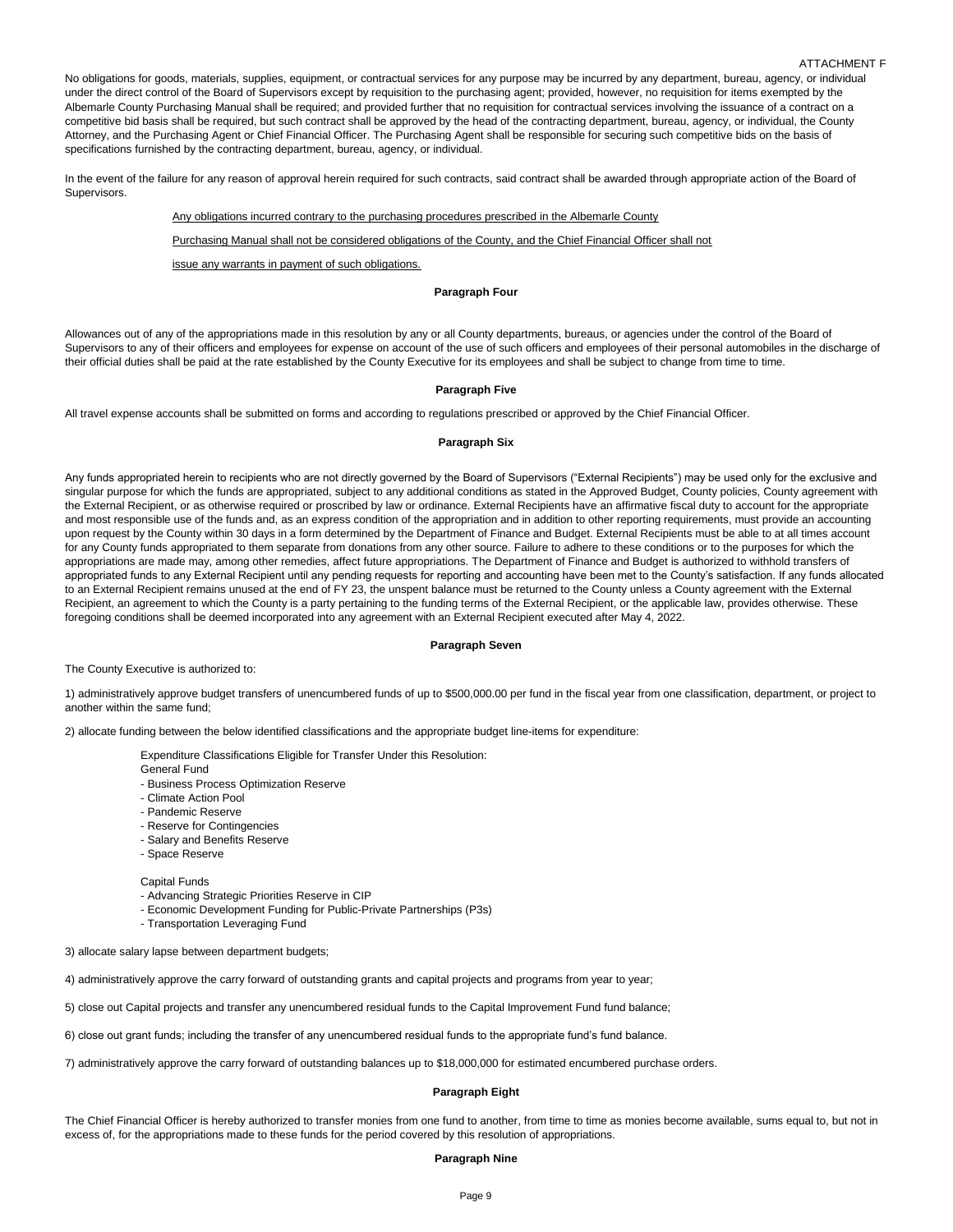No obligations for goods, materials, supplies, equipment, or contractual services for any purpose may be incurred by any department, bureau, agency, or individual under the direct control of the Board of Supervisors except by requisition to the purchasing agent; provided, however, no requisition for items exempted by the Albemarle County Purchasing Manual shall be required; and provided further that no requisition for contractual services involving the issuance of a contract on a competitive bid basis shall be required, but such contract shall be approved by the head of the contracting department, bureau, agency, or individual, the County Attorney, and the Purchasing Agent or Chief Financial Officer. The Purchasing Agent shall be responsible for securing such competitive bids on the basis of specifications furnished by the contracting department, bureau, agency, or individual.

In the event of the failure for any reason of approval herein required for such contracts, said contract shall be awarded through appropriate action of the Board of Supervisors.

<u>Any obligations incurred contrary to the purchasing procedures prescribed in the Albemarle County Purchasing Manual shall not be considered obligations of the County, and the Chief Financial Officer shall not issue any warrants in payment of such obligations.</u>

**Paragraph Four**

Allowances out of any of the appropriations made in this resolution by any or all County departments, bureaus, or agencies under the control of the Board of Supervisors to any of their officers and employees for expense on account of the use of such officers and employees of their personal automobiles in the discharge of their official duties shall be paid at the rate established by the County Executive for its employees and shall be subject to change from time to time.

**Paragraph Five**

All travel expense accounts shall be submitted on forms and according to regulations prescribed or approved by the Chief Financial Officer.

**Paragraph Six**

Any funds appropriated herein to recipients who are not directly governed by the Board of Supervisors ("External Recipients") may be used only for the exclusive and singular purpose for which the funds are appropriated, subject to any additional conditions as stated in the Approved Budget, County policies, County agreement with the External Recipient, or as otherwise required or proscribed by law or ordinance. External Recipients have an affirmative fiscal duty to account for the appropriate and most responsible use of the funds and, as an express condition of the appropriation and in addition to other reporting requirements, must provide an accounting upon request by the County within 30 days in a form determined by the Department of Finance and Budget. External Recipients must be able to at all times account for any County funds appropriated to them separate from donations from any other source. Failure to adhere to these conditions or to the purposes for which the appropriations are made may, among other remedies, affect future appropriations. The Department of Finance and Budget is authorized to withhold transfers of appropriated funds to any External Recipient until any pending requests for reporting and accounting have been met to the County's satisfaction. If any funds allocated to an External Recipient remains unused at the end of FY 23, the unspent balance must be returned to the County unless a County agreement with the External Recipient, an agreement to which the County is a party pertaining to the funding terms of the External Recipient, or the applicable law, provides otherwise. These foregoing conditions shall be deemed incorporated into any agreement with an External Recipient executed after May 4, 2022.

**Paragraph Seven**

The County Executive is authorized to:

1) administratively approve budget transfers of unencumbered funds of up to $500,000.00 per fund in the fiscal year from one classification, department, or project to another within the same fund;

2) allocate funding between the below identified classifications and the appropriate budget line-items for expenditure:

Expenditure Classifications Eligible for Transfer Under this Resolution:

General Fund
- Business Process Optimization Reserve
- Climate Action Pool
- Pandemic Reserve
- Reserve for Contingencies
- Salary and Benefits Reserve
- Space Reserve

Capital Funds
- Advancing Strategic Priorities Reserve in CIP
- Economic Development Funding for Public-Private Partnerships (P3s)
- Transportation Leveraging Fund

3) allocate salary lapse between department budgets;

4) administratively approve the carry forward of outstanding grants and capital projects and programs from year to year;

5) close out Capital projects and transfer any unencumbered residual funds to the Capital Improvement Fund fund balance;

6) close out grant funds; including the transfer of any unencumbered residual funds to the appropriate fund's fund balance.

7) administratively approve the carry forward of outstanding balances up to $18,000,000 for estimated encumbered purchase orders.

**Paragraph Eight**

The Chief Financial Officer is hereby authorized to transfer monies from one fund to another, from time to time as monies become available, sums equal to, but not in excess of, for the appropriations made to these funds for the period covered by this resolution of appropriations.

**Paragraph Nine**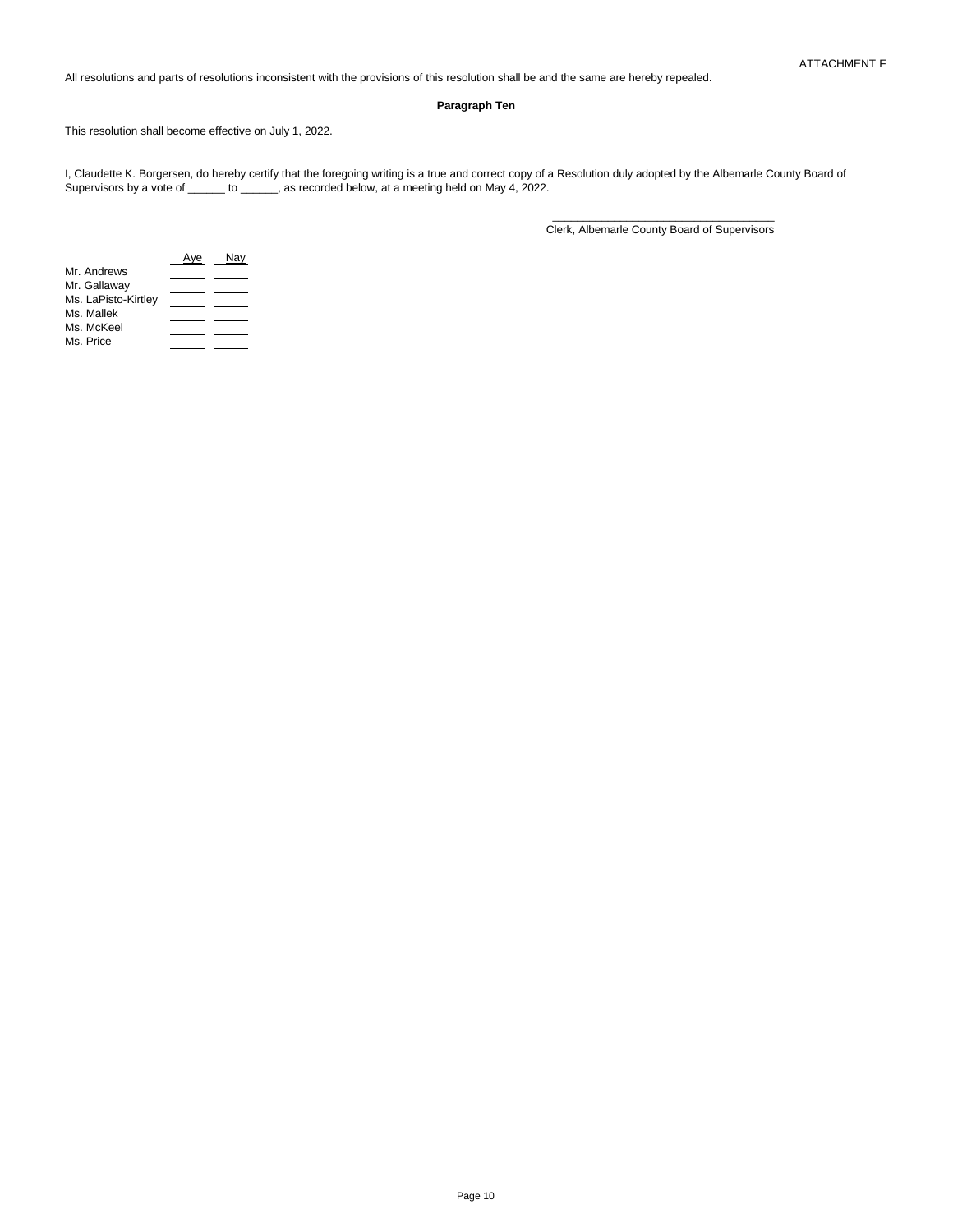ATTACHMENT F

All resolutions and parts of resolutions inconsistent with the provisions of this resolution shall be and the same are hereby repealed.

**Paragraph Ten**

This resolution shall become effective on July 1, 2022.

I, Claudette K. Borgersen, do hereby certify that the foregoing writing is a true and correct copy of a Resolution duly adopted by the Albemarle County Board of Supervisors by a vote of ______ to ______, as recorded below, at a meeting held on May 4, 2022.

\_\_\_\_\_\_\_\_\_\_\_\_\_\_\_\_\_\_\_\_\_\_\_\_\_\_\_\_\_\_\_\_\_\_\_\_
Clerk, Albemarle County Board of Supervisors

| | Aye | Nay |
|---|---|---|
| Mr. Andrews | | |
| Mr. Gallaway | | |
| Ms. LaPisto-Kirtley | | |
| Ms. Mallek | | |
| Ms. McKeel | | |
| Ms. Price | | |